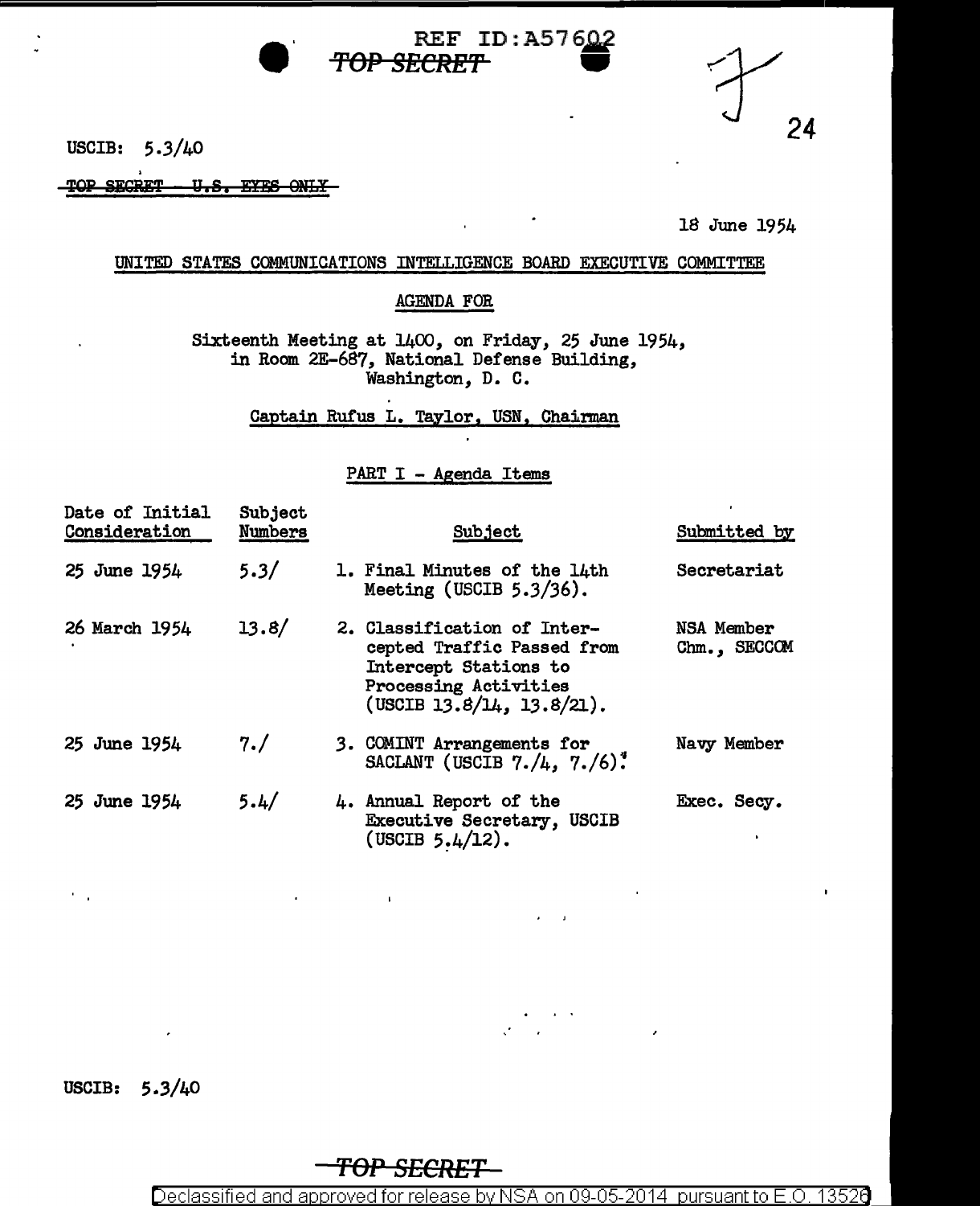REF ID:A57602

~~TOP SECRET~~

24

USCIB: 5.3/40

~~TOP SECRET - U.S. EYES ONLY~~

18 June 1954

UNITED STATES COMMUNICATIONS INTELLIGENCE BOARD EXECUTIVE COMMITTEE

AGENDA FOR

Sixteenth Meeting at 1400, on Friday, 25 June 1954, in Room 2E-687, National Defense Building, Washington, D. C.

Captain Rufus L. Taylor, USN, Chairman

PART I - Agenda Items

| Date of Initial Consideration | Subject Numbers | Subject | Submitted by |
|---|---|---|---|
| 25 June 1954 | 5.3/ | 1. Final Minutes of the 14th Meeting (USCIB 5.3/36). | Secretariat |
| 26 March 1954 | 13.8/ | 2. Classification of Intercepted Traffic Passed from Intercept Stations to Processing Activities (USCIB 13.8/14, 13.8/21). | NSA Member Chm., SECCOM |
| 25 June 1954 | 7./ | 3. COMINT Arrangements for SACLANT (USCIB 7./4, 7./6). | Navy Member |
| 25 June 1954 | 5.4/ | 4. Annual Report of the Executive Secretary, USCIB (USCIB 5.4/12). | Exec. Secy. |

USCIB: 5.3/40

~~TOP SECRET~~

Declassified and approved for release by NSA on 09-05-2014 pursuant to E.O. 13526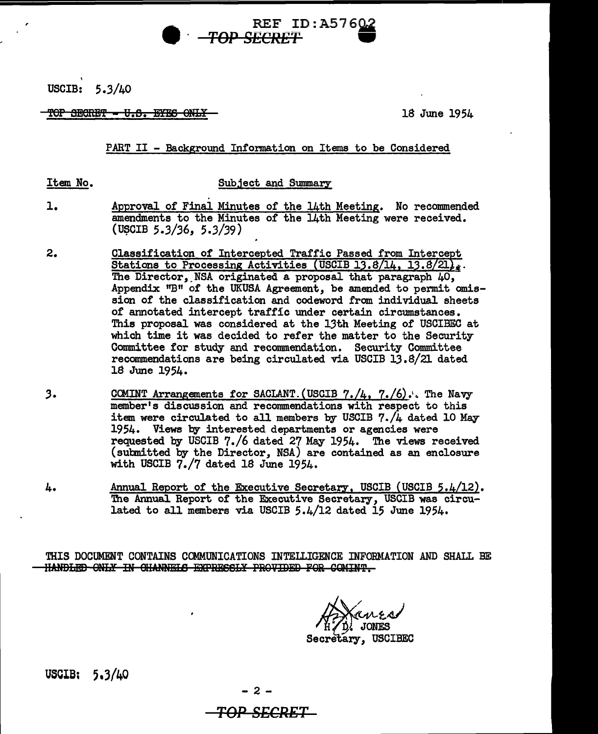REF ID:A57602
TOP SECRET

USCIB: 5.3/40

~~TOP SECRET - U.S. EYES ONLY~~

18 June 1954

PART II - Background Information on Items to be Considered

Item No. Subject and Summary

1. Approval of Final Minutes of the 14th Meeting. No recommended amendments to the Minutes of the 14th Meeting were received. (USCIB 5.3/36, 5.3/39)

2. Classification of Intercepted Traffic Passed from Intercept Stations to Processing Activities (USCIB 13.8/14, 13.8/21). The Director, NSA originated a proposal that paragraph 40, Appendix "B" of the UKUSA Agreement, be amended to permit omission of the classification and codeword from individual sheets of annotated intercept traffic under certain circumstances. This proposal was considered at the 13th Meeting of USCIBEC at which time it was decided to refer the matter to the Security Committee for study and recommendation. Security Committee recommendations are being circulated via USCIB 13.8/21 dated 18 June 1954.

3. COMINT Arrangements for SACLANT. (USCIB 7./4, 7./6). The Navy member's discussion and recommendations with respect to this item were circulated to all members by USCIB 7./4 dated 10 May 1954. Views by interested departments or agencies were requested by USCIB 7./6 dated 27 May 1954. The views received (submitted by the Director, NSA) are contained as an enclosure with USCIB 7./7 dated 18 June 1954.

4. Annual Report of the Executive Secretary, USCIB (USCIB 5.4/12). The Annual Report of the Executive Secretary, USCIB was circulated to all members via USCIB 5.4/12 dated 15 June 1954.

THIS DOCUMENT CONTAINS COMMUNICATIONS INTELLIGENCE INFORMATION AND SHALL BE ~~HANDLED ONLY IN CHANNELS EXPRESSLY PROVIDED FOR COMINT.~~

H. D. JONES
Secretary, USCIBEC

USCIB: 5.3/40

TOP SECRET